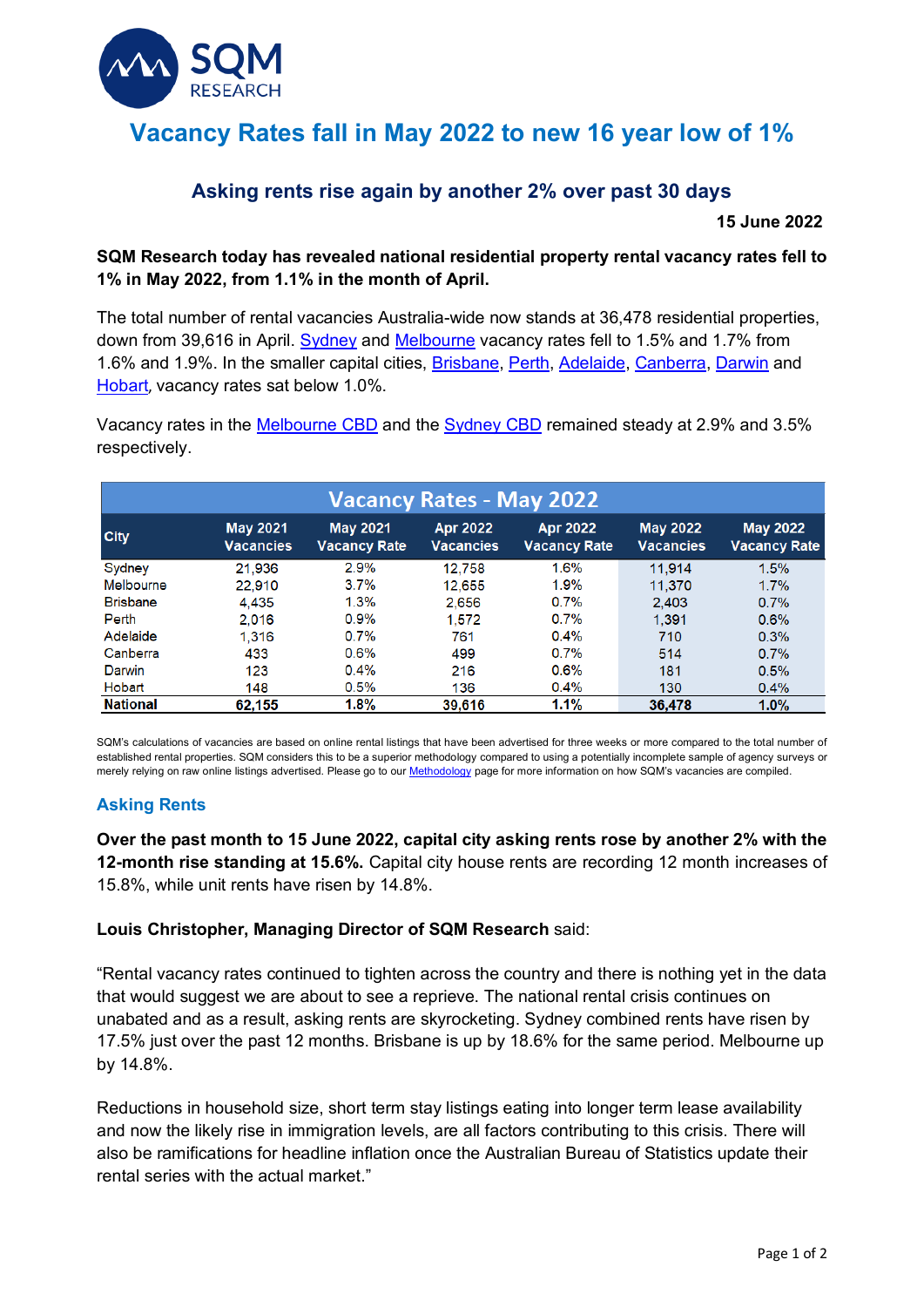# Vacancy Rates fall in May 2022 to new 16 year low of 1%

## Asking rents rise again by another 2% over past 30 days

**15 June 2022**

**SQM Research today has revealed national residential property rental vacancy rates fell to 1% in May 2022, from 1.1% in the month of April.**

The total number of rental vacancies Australia-wide now stands at 36,478 residential properties, down from 39,616 in April. Sydney and Melbourne vacancy rates fell to 1.5% and 1.7% from 1.6% and 1.9%. In the smaller capital cities, Brisbane, Perth, Adelaide, Canberra, Darwin and Hobart, vacancy rates sat below 1.0%.

Vacancy rates in the Melbourne CBD and the Sydney CBD remained steady at 2.9% and 3.5% respectively.

| Vacancy Rates - May 2022 | | | | | | |
|---|---|---|---|---|---|---|
| City | May 2021 Vacancies | May 2021 Vacancy Rate | Apr 2022 Vacancies | Apr 2022 Vacancy Rate | May 2022 Vacancies | May 2022 Vacancy Rate |
| Sydney | 21,936 | 2.9% | 12,758 | 1.6% | 11,914 | 1.5% |
| Melbourne | 22,910 | 3.7% | 12,655 | 1.9% | 11,370 | 1.7% |
| Brisbane | 4,435 | 1.3% | 2,656 | 0.7% | 2,403 | 0.7% |
| Perth | 2,016 | 0.9% | 1,572 | 0.7% | 1,391 | 0.6% |
| Adelaide | 1,316 | 0.7% | 761 | 0.4% | 710 | 0.3% |
| Canberra | 433 | 0.6% | 499 | 0.7% | 514 | 0.7% |
| Darwin | 123 | 0.4% | 216 | 0.6% | 181 | 0.5% |
| Hobart | 148 | 0.5% | 136 | 0.4% | 130 | 0.4% |
| **National** | **62,155** | **1.8%** | **39,616** | **1.1%** | **36,478** | **1.0%** |

SQM's calculations of vacancies are based on online rental listings that have been advertised for three weeks or more compared to the total number of established rental properties. SQM considers this to be a superior methodology compared to using a potentially incomplete sample of agency surveys or merely relying on raw online listings advertised. Please go to our Methodology page for more information on how SQM's vacancies are compiled.

### Asking Rents

**Over the past month to 15 June 2022, capital city asking rents rose by another 2% with the 12-month rise standing at 15.6%.** Capital city house rents are recording 12 month increases of 15.8%, while unit rents have risen by 14.8%.

**Louis Christopher, Managing Director of SQM Research** said:

"Rental vacancy rates continued to tighten across the country and there is nothing yet in the data that would suggest we are about to see a reprieve. The national rental crisis continues on unabated and as a result, asking rents are skyrocketing. Sydney combined rents have risen by 17.5% just over the past 12 months. Brisbane is up by 18.6% for the same period. Melbourne up by 14.8%.

Reductions in household size, short term stay listings eating into longer term lease availability and now the likely rise in immigration levels, are all factors contributing to this crisis. There will also be ramifications for headline inflation once the Australian Bureau of Statistics update their rental series with the actual market."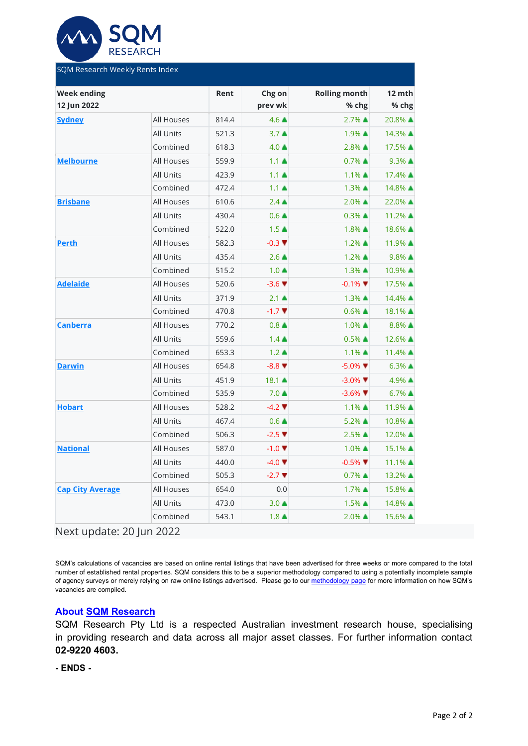SQM RESEARCH

SQM Research Weekly Rents Index

| Week ending 12 Jun 2022 | | Rent | Chg on prev wk | Rolling month % chg | 12 mth % chg |
|---|---|---|---|---|---|
| Sydney | All Houses | 814.4 | 4.6 ▲ | 2.7% ▲ | 20.8% ▲ |
| | All Units | 521.3 | 3.7 ▲ | 1.9% ▲ | 14.3% ▲ |
| | Combined | 618.3 | 4.0 ▲ | 2.8% ▲ | 17.5% ▲ |
| Melbourne | All Houses | 559.9 | 1.1 ▲ | 0.7% ▲ | 9.3% ▲ |
| | All Units | 423.9 | 1.1 ▲ | 1.1% ▲ | 17.4% ▲ |
| | Combined | 472.4 | 1.1 ▲ | 1.3% ▲ | 14.8% ▲ |
| Brisbane | All Houses | 610.6 | 2.4 ▲ | 2.0% ▲ | 22.0% ▲ |
| | All Units | 430.4 | 0.6 ▲ | 0.3% ▲ | 11.2% ▲ |
| | Combined | 522.0 | 1.5 ▲ | 1.8% ▲ | 18.6% ▲ |
| Perth | All Houses | 582.3 | -0.3 ▼ | 1.2% ▲ | 11.9% ▲ |
| | All Units | 435.4 | 2.6 ▲ | 1.2% ▲ | 9.8% ▲ |
| | Combined | 515.2 | 1.0 ▲ | 1.3% ▲ | 10.9% ▲ |
| Adelaide | All Houses | 520.6 | -3.6 ▼ | -0.1% ▼ | 17.5% ▲ |
| | All Units | 371.9 | 2.1 ▲ | 1.3% ▲ | 14.4% ▲ |
| | Combined | 470.8 | -1.7 ▼ | 0.6% ▲ | 18.1% ▲ |
| Canberra | All Houses | 770.2 | 0.8 ▲ | 1.0% ▲ | 8.8% ▲ |
| | All Units | 559.6 | 1.4 ▲ | 0.5% ▲ | 12.6% ▲ |
| | Combined | 653.3 | 1.2 ▲ | 1.1% ▲ | 11.4% ▲ |
| Darwin | All Houses | 654.8 | -8.8 ▼ | -5.0% ▼ | 6.3% ▲ |
| | All Units | 451.9 | 18.1 ▲ | -3.0% ▼ | 4.9% ▲ |
| | Combined | 535.9 | 7.0 ▲ | -3.6% ▼ | 6.7% ▲ |
| Hobart | All Houses | 528.2 | -4.2 ▼ | 1.1% ▲ | 11.9% ▲ |
| | All Units | 467.4 | 0.6 ▲ | 5.2% ▲ | 10.8% ▲ |
| | Combined | 506.3 | -2.5 ▼ | 2.5% ▲ | 12.0% ▲ |
| National | All Houses | 587.0 | -1.0 ▼ | 1.0% ▲ | 15.1% ▲ |
| | All Units | 440.0 | -4.0 ▼ | -0.5% ▼ | 11.1% ▲ |
| | Combined | 505.3 | -2.7 ▼ | 0.7% ▲ | 13.2% ▲ |
| Cap City Average | All Houses | 654.0 | 0.0 | 1.7% ▲ | 15.8% ▲ |
| | All Units | 473.0 | 3.0 ▲ | 1.5% ▲ | 14.8% ▲ |
| | Combined | 543.1 | 1.8 ▲ | 2.0% ▲ | 15.6% ▲ |

Next update: 20 Jun 2022

SQM's calculations of vacancies are based on online rental listings that have been advertised for three weeks or more compared to the total number of established rental properties. SQM considers this to be a superior methodology compared to using a potentially incomplete sample of agency surveys or merely relying on raw online listings advertised. Please go to our methodology page for more information on how SQM's vacancies are compiled.

## About SQM Research

SQM Research Pty Ltd is a respected Australian investment research house, specialising in providing research and data across all major asset classes. For further information contact **02-9220 4603.**

**- ENDS -**